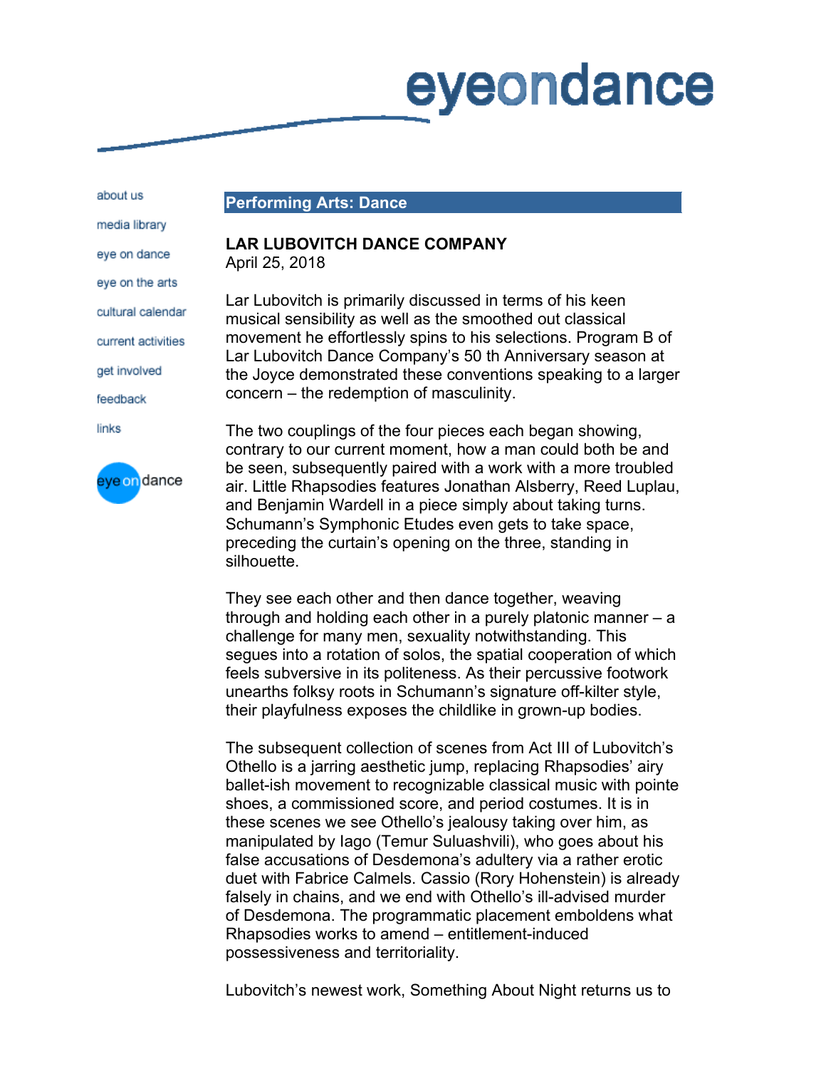# eyeondance

about us
media library
eye on dance
eye on the arts
cultural calendar
current activities
get involved
feedback
links

## Performing Arts: Dance

**LAR LUBOVITCH DANCE COMPANY**
April 25, 2018

Lar Lubovitch is primarily discussed in terms of his keen musical sensibility as well as the smoothed out classical movement he effortlessly spins to his selections. Program B of Lar Lubovitch Dance Company's 50 th Anniversary season at the Joyce demonstrated these conventions speaking to a larger concern – the redemption of masculinity.

The two couplings of the four pieces each began showing, contrary to our current moment, how a man could both be and be seen, subsequently paired with a work with a more troubled air. Little Rhapsodies features Jonathan Alsberry, Reed Luplau, and Benjamin Wardell in a piece simply about taking turns. Schumann's Symphonic Etudes even gets to take space, preceding the curtain's opening on the three, standing in silhouette.

They see each other and then dance together, weaving through and holding each other in a purely platonic manner – a challenge for many men, sexuality notwithstanding. This segues into a rotation of solos, the spatial cooperation of which feels subversive in its politeness. As their percussive footwork unearths folksy roots in Schumann's signature off-kilter style, their playfulness exposes the childlike in grown-up bodies.

The subsequent collection of scenes from Act III of Lubovitch's Othello is a jarring aesthetic jump, replacing Rhapsodies' airy ballet-ish movement to recognizable classical music with pointe shoes, a commissioned score, and period costumes. It is in these scenes we see Othello's jealousy taking over him, as manipulated by Iago (Temur Suluashvili), who goes about his false accusations of Desdemona's adultery via a rather erotic duet with Fabrice Calmels. Cassio (Rory Hohenstein) is already falsely in chains, and we end with Othello's ill-advised murder of Desdemona. The programmatic placement emboldens what Rhapsodies works to amend – entitlement-induced possessiveness and territoriality.

Lubovitch's newest work, Something About Night returns us to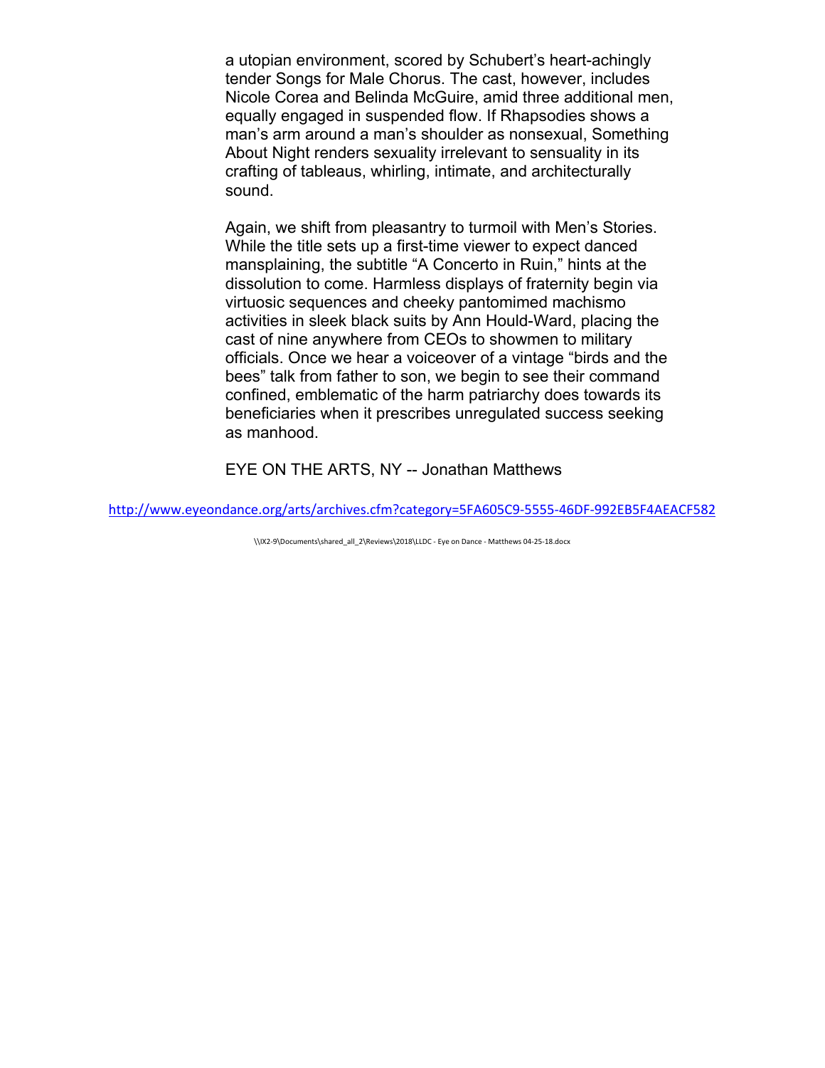a utopian environment, scored by Schubert's heart-achingly tender Songs for Male Chorus. The cast, however, includes Nicole Corea and Belinda McGuire, amid three additional men, equally engaged in suspended flow. If Rhapsodies shows a man's arm around a man's shoulder as nonsexual, Something About Night renders sexuality irrelevant to sensuality in its crafting of tableaus, whirling, intimate, and architecturally sound.

Again, we shift from pleasantry to turmoil with Men's Stories. While the title sets up a first-time viewer to expect danced mansplaining, the subtitle "A Concerto in Ruin," hints at the dissolution to come. Harmless displays of fraternity begin via virtuosic sequences and cheeky pantomimed machismo activities in sleek black suits by Ann Hould-Ward, placing the cast of nine anywhere from CEOs to showmen to military officials. Once we hear a voiceover of a vintage "birds and the bees" talk from father to son, we begin to see their command confined, emblematic of the harm patriarchy does towards its beneficiaries when it prescribes unregulated success seeking as manhood.

EYE ON THE ARTS, NY -- Jonathan Matthews

http://www.eyeondance.org/arts/archives.cfm?category=5FA605C9-5555-46DF-992EB5F4AEACF582

\\IX2-9\Documents\shared_all_2\Reviews\2018\LLDC - Eye on Dance - Matthews 04-25-18.docx